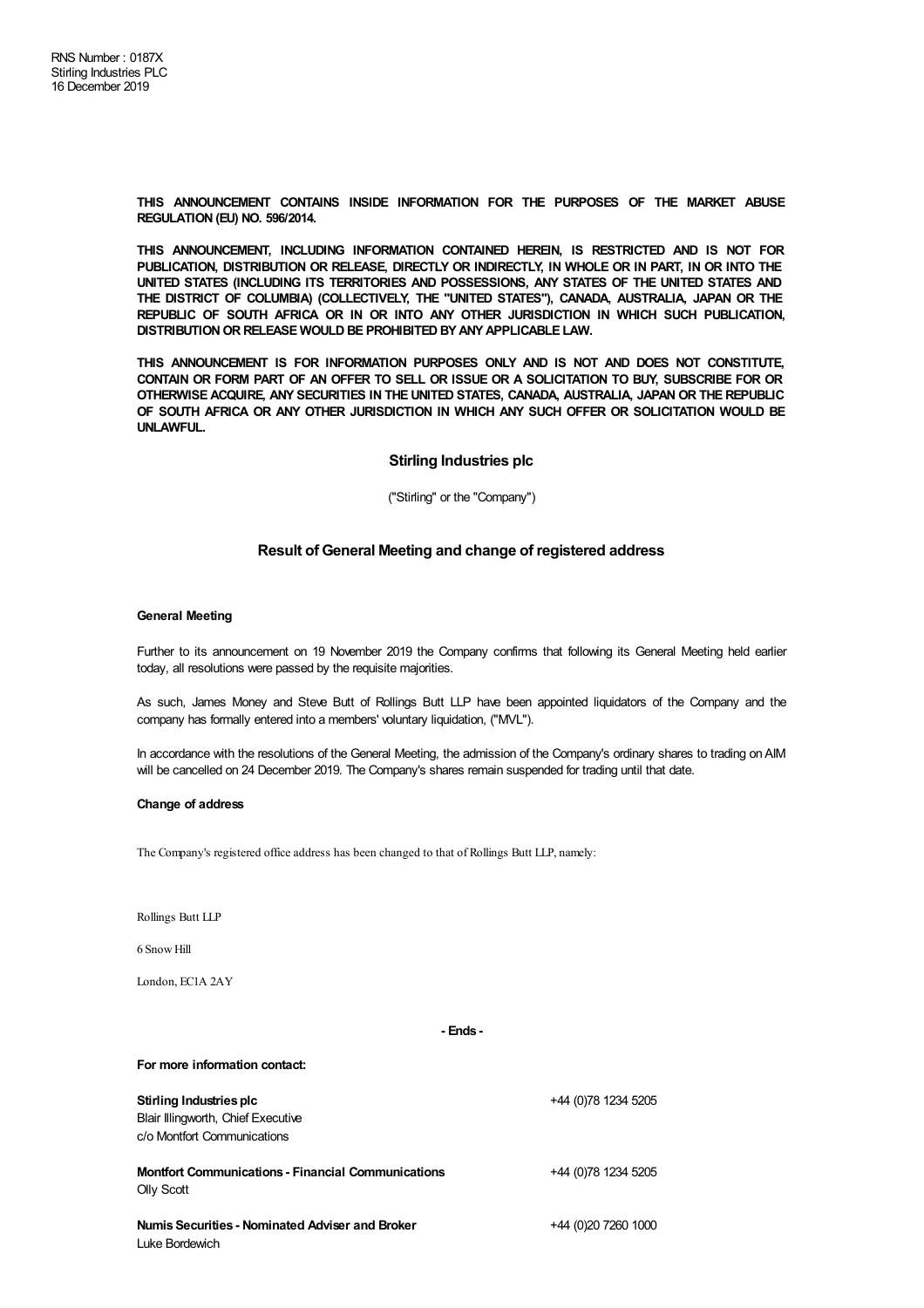RNS Number : 0187X
Stirling Industries PLC
16 December 2019

**THIS ANNOUNCEMENT CONTAINS INSIDE INFORMATION FOR THE PURPOSES OF THE MARKET ABUSE REGULATION (EU) NO. 596/2014.**

**THIS ANNOUNCEMENT, INCLUDING INFORMATION CONTAINED HEREIN, IS RESTRICTED AND IS NOT FOR PUBLICATION, DISTRIBUTION OR RELEASE, DIRECTLY OR INDIRECTLY, IN WHOLE OR IN PART, IN OR INTO THE UNITED STATES (INCLUDING ITS TERRITORIES AND POSSESSIONS, ANY STATES OF THE UNITED STATES AND THE DISTRICT OF COLUMBIA) (COLLECTIVELY, THE "UNITED STATES"), CANADA, AUSTRALIA, JAPAN OR THE REPUBLIC OF SOUTH AFRICA OR IN OR INTO ANY OTHER JURISDICTION IN WHICH SUCH PUBLICATION, DISTRIBUTION OR RELEASE WOULD BE PROHIBITED BY ANY APPLICABLE LAW.**

**THIS ANNOUNCEMENT IS FOR INFORMATION PURPOSES ONLY AND IS NOT AND DOES NOT CONSTITUTE, CONTAIN OR FORM PART OF AN OFFER TO SELL OR ISSUE OR A SOLICITATION TO BUY, SUBSCRIBE FOR OR OTHERWISE ACQUIRE, ANY SECURITIES IN THE UNITED STATES, CANADA, AUSTRALIA, JAPAN OR THE REPUBLIC OF SOUTH AFRICA OR ANY OTHER JURISDICTION IN WHICH ANY SUCH OFFER OR SOLICITATION WOULD BE UNLAWFUL.**

## Stirling Industries plc

("Stirling" or the "Company")

## Result of General Meeting and change of registered address

**General Meeting**

Further to its announcement on 19 November 2019 the Company confirms that following its General Meeting held earlier today, all resolutions were passed by the requisite majorities.

As such, James Money and Steve Butt of Rollings Butt LLP have been appointed liquidators of the Company and the company has formally entered into a members' voluntary liquidation, ("MVL").

In accordance with the resolutions of the General Meeting, the admission of the Company's ordinary shares to trading on AIM will be cancelled on 24 December 2019. The Company's shares remain suspended for trading until that date.

**Change of address**

The Company's registered office address has been changed to that of Rollings Butt LLP, namely:

Rollings Butt LLP

6 Snow Hill

London, EC1A 2AY

**- Ends -**

**For more information contact:**

| | |
|---|---|
| **Stirling Industries plc**<br>Blair Illingworth, Chief Executive<br>c/o Montfort Communications | +44 (0)78 1234 5205 |
| **Montfort Communications - Financial Communications**<br>Olly Scott | +44 (0)78 1234 5205 |
| **Numis Securities - Nominated Adviser and Broker**<br>Luke Bordewich | +44 (0)20 7260 1000 |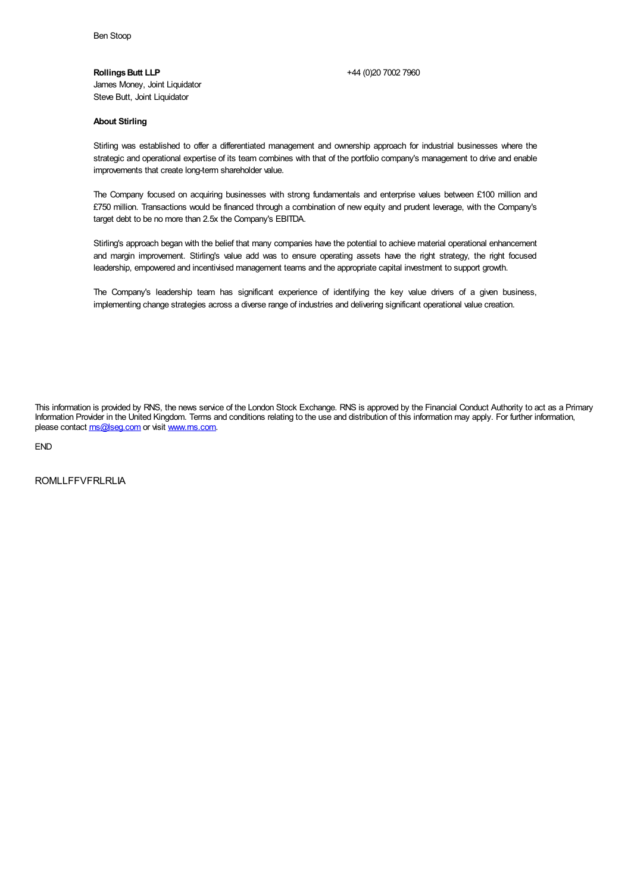Ben Stoop

**Rollings Butt LLP** +44 (0)20 7002 7960
James Money, Joint Liquidator
Steve Butt, Joint Liquidator

**About Stirling**

Stirling was established to offer a differentiated management and ownership approach for industrial businesses where the strategic and operational expertise of its team combines with that of the portfolio company's management to drive and enable improvements that create long-term shareholder value.

The Company focused on acquiring businesses with strong fundamentals and enterprise values between £100 million and £750 million. Transactions would be financed through a combination of new equity and prudent leverage, with the Company's target debt to be no more than 2.5x the Company's EBITDA.

Stirling's approach began with the belief that many companies have the potential to achieve material operational enhancement and margin improvement. Stirling's value add was to ensure operating assets have the right strategy, the right focused leadership, empowered and incentivised management teams and the appropriate capital investment to support growth.

The Company's leadership team has significant experience of identifying the key value drivers of a given business, implementing change strategies across a diverse range of industries and delivering significant operational value creation.

This information is provided by RNS, the news service of the London Stock Exchange. RNS is approved by the Financial Conduct Authority to act as a Primary Information Provider in the United Kingdom. Terms and conditions relating to the use and distribution of this information may apply. For further information, please contact rns@lseg.com or visit www.rns.com.

END

ROMLLFFVFRLRLIA